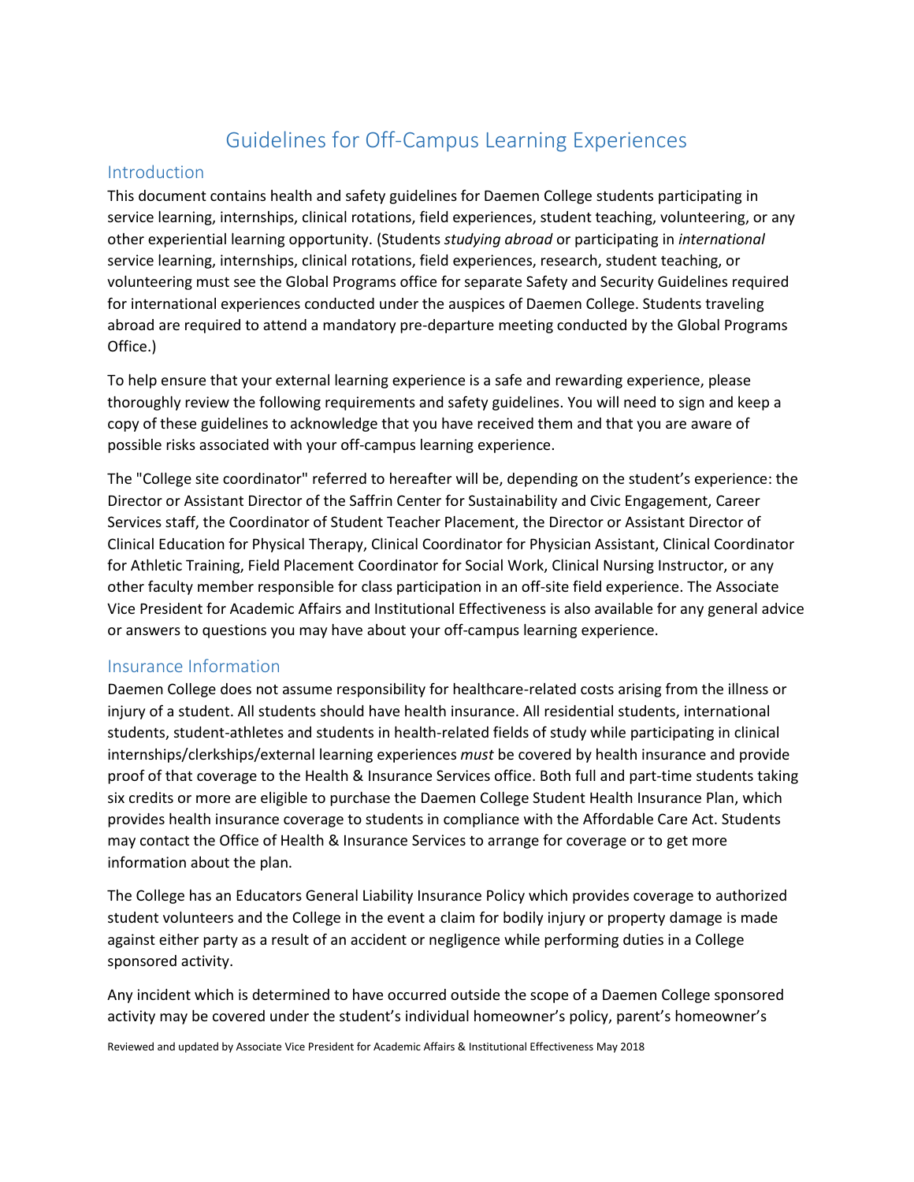# Guidelines for Off-Campus Learning Experiences

## Introduction

This document contains health and safety guidelines for Daemen College students participating in service learning, internships, clinical rotations, field experiences, student teaching, volunteering, or any other experiential learning opportunity. (Students *studying abroad* or participating in *international* service learning, internships, clinical rotations, field experiences, research, student teaching, or volunteering must see the Global Programs office for separate Safety and Security Guidelines required for international experiences conducted under the auspices of Daemen College. Students traveling abroad are required to attend a mandatory pre-departure meeting conducted by the Global Programs Office.)

To help ensure that your external learning experience is a safe and rewarding experience, please thoroughly review the following requirements and safety guidelines. You will need to sign and keep a copy of these guidelines to acknowledge that you have received them and that you are aware of possible risks associated with your off-campus learning experience.

The "College site coordinator" referred to hereafter will be, depending on the student's experience: the Director or Assistant Director of the Saffrin Center for Sustainability and Civic Engagement, Career Services staff, the Coordinator of Student Teacher Placement, the Director or Assistant Director of Clinical Education for Physical Therapy, Clinical Coordinator for Physician Assistant, Clinical Coordinator for Athletic Training, Field Placement Coordinator for Social Work, Clinical Nursing Instructor, or any other faculty member responsible for class participation in an off-site field experience. The Associate Vice President for Academic Affairs and Institutional Effectiveness is also available for any general advice or answers to questions you may have about your off-campus learning experience.

## Insurance Information

Daemen College does not assume responsibility for healthcare-related costs arising from the illness or injury of a student. All students should have health insurance. All residential students, international students, student-athletes and students in health-related fields of study while participating in clinical internships/clerkships/external learning experiences *must* be covered by health insurance and provide proof of that coverage to the Health & Insurance Services office. Both full and part-time students taking six credits or more are eligible to purchase the Daemen College Student Health Insurance Plan, which provides health insurance coverage to students in compliance with the Affordable Care Act. Students may contact the Office of Health & Insurance Services to arrange for coverage or to get more information about the plan.

The College has an Educators General Liability Insurance Policy which provides coverage to authorized student volunteers and the College in the event a claim for bodily injury or property damage is made against either party as a result of an accident or negligence while performing duties in a College sponsored activity.

Any incident which is determined to have occurred outside the scope of a Daemen College sponsored activity may be covered under the student's individual homeowner's policy, parent's homeowner's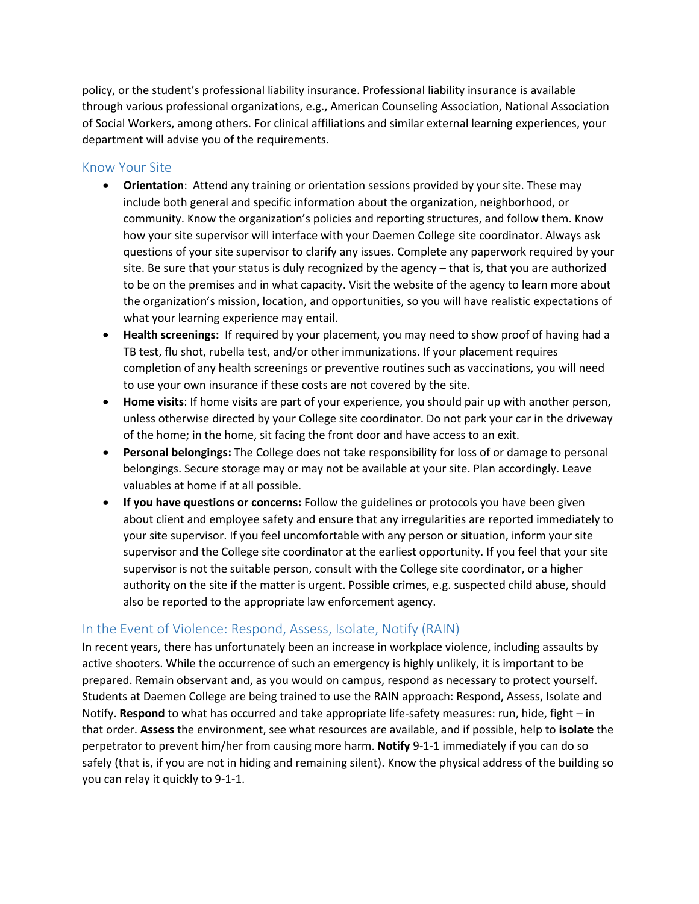policy, or the student's professional liability insurance. Professional liability insurance is available through various professional organizations, e.g., American Counseling Association, National Association of Social Workers, among others. For clinical affiliations and similar external learning experiences, your department will advise you of the requirements.

## Know Your Site

- **Orientation**: Attend any training or orientation sessions provided by your site. These may include both general and specific information about the organization, neighborhood, or community. Know the organization's policies and reporting structures, and follow them. Know how your site supervisor will interface with your Daemen College site coordinator. Always ask questions of your site supervisor to clarify any issues. Complete any paperwork required by your site. Be sure that your status is duly recognized by the agency – that is, that you are authorized to be on the premises and in what capacity. Visit the website of the agency to learn more about the organization's mission, location, and opportunities, so you will have realistic expectations of what your learning experience may entail.
- **Health screenings:** If required by your placement, you may need to show proof of having had a TB test, flu shot, rubella test, and/or other immunizations. If your placement requires completion of any health screenings or preventive routines such as vaccinations, you will need to use your own insurance if these costs are not covered by the site.
- **Home visits**: If home visits are part of your experience, you should pair up with another person, unless otherwise directed by your College site coordinator. Do not park your car in the driveway of the home; in the home, sit facing the front door and have access to an exit.
- **Personal belongings:** The College does not take responsibility for loss of or damage to personal belongings. Secure storage may or may not be available at your site. Plan accordingly. Leave valuables at home if at all possible.
- **If you have questions or concerns:** Follow the guidelines or protocols you have been given about client and employee safety and ensure that any irregularities are reported immediately to your site supervisor. If you feel uncomfortable with any person or situation, inform your site supervisor and the College site coordinator at the earliest opportunity. If you feel that your site supervisor is not the suitable person, consult with the College site coordinator, or a higher authority on the site if the matter is urgent. Possible crimes, e.g. suspected child abuse, should also be reported to the appropriate law enforcement agency.

## In the Event of Violence: Respond, Assess, Isolate, Notify (RAIN)

In recent years, there has unfortunately been an increase in workplace violence, including assaults by active shooters. While the occurrence of such an emergency is highly unlikely, it is important to be prepared. Remain observant and, as you would on campus, respond as necessary to protect yourself. Students at Daemen College are being trained to use the RAIN approach: Respond, Assess, Isolate and Notify. **Respond** to what has occurred and take appropriate life-safety measures: run, hide, fight – in that order. **Assess** the environment, see what resources are available, and if possible, help to **isolate** the perpetrator to prevent him/her from causing more harm. **Notify** 9-1-1 immediately if you can do so safely (that is, if you are not in hiding and remaining silent). Know the physical address of the building so you can relay it quickly to 9-1-1.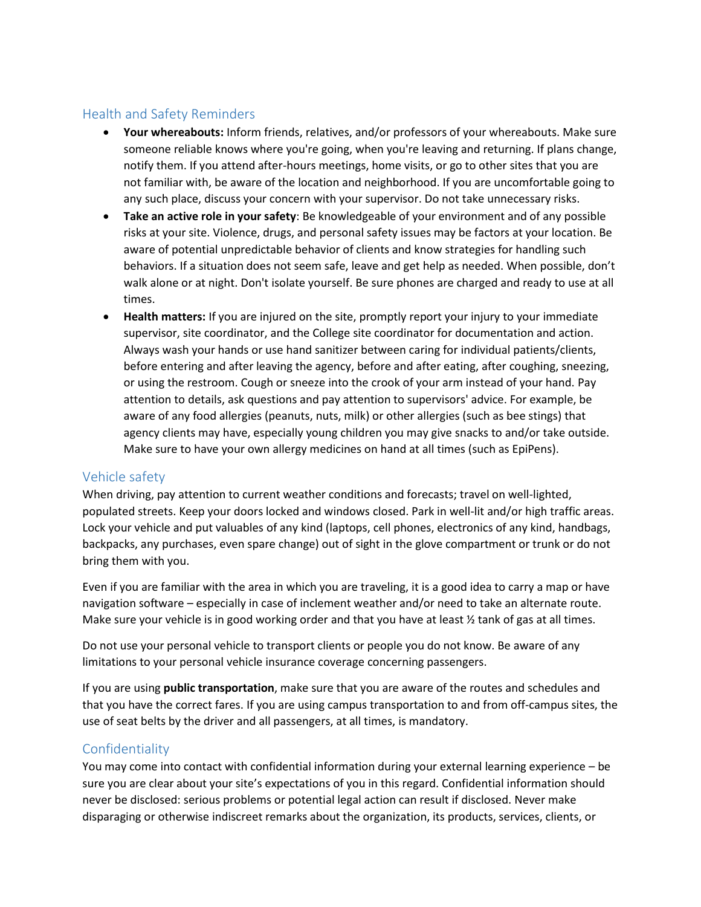## Health and Safety Reminders

- **Your whereabouts:** Inform friends, relatives, and/or professors of your whereabouts. Make sure someone reliable knows where you're going, when you're leaving and returning. If plans change, notify them. If you attend after-hours meetings, home visits, or go to other sites that you are not familiar with, be aware of the location and neighborhood. If you are uncomfortable going to any such place, discuss your concern with your supervisor. Do not take unnecessary risks.
- **Take an active role in your safety**: Be knowledgeable of your environment and of any possible risks at your site. Violence, drugs, and personal safety issues may be factors at your location. Be aware of potential unpredictable behavior of clients and know strategies for handling such behaviors. If a situation does not seem safe, leave and get help as needed. When possible, don't walk alone or at night. Don't isolate yourself. Be sure phones are charged and ready to use at all times.
- **Health matters:** If you are injured on the site, promptly report your injury to your immediate supervisor, site coordinator, and the College site coordinator for documentation and action. Always wash your hands or use hand sanitizer between caring for individual patients/clients, before entering and after leaving the agency, before and after eating, after coughing, sneezing, or using the restroom. Cough or sneeze into the crook of your arm instead of your hand. Pay attention to details, ask questions and pay attention to supervisors' advice. For example, be aware of any food allergies (peanuts, nuts, milk) or other allergies (such as bee stings) that agency clients may have, especially young children you may give snacks to and/or take outside. Make sure to have your own allergy medicines on hand at all times (such as EpiPens).

## Vehicle safety

When driving, pay attention to current weather conditions and forecasts; travel on well-lighted, populated streets. Keep your doors locked and windows closed. Park in well-lit and/or high traffic areas. Lock your vehicle and put valuables of any kind (laptops, cell phones, electronics of any kind, handbags, backpacks, any purchases, even spare change) out of sight in the glove compartment or trunk or do not bring them with you.

Even if you are familiar with the area in which you are traveling, it is a good idea to carry a map or have navigation software – especially in case of inclement weather and/or need to take an alternate route. Make sure your vehicle is in good working order and that you have at least ½ tank of gas at all times.

Do not use your personal vehicle to transport clients or people you do not know. Be aware of any limitations to your personal vehicle insurance coverage concerning passengers.

If you are using **public transportation**, make sure that you are aware of the routes and schedules and that you have the correct fares. If you are using campus transportation to and from off-campus sites, the use of seat belts by the driver and all passengers, at all times, is mandatory.

## Confidentiality

You may come into contact with confidential information during your external learning experience – be sure you are clear about your site's expectations of you in this regard. Confidential information should never be disclosed: serious problems or potential legal action can result if disclosed. Never make disparaging or otherwise indiscreet remarks about the organization, its products, services, clients, or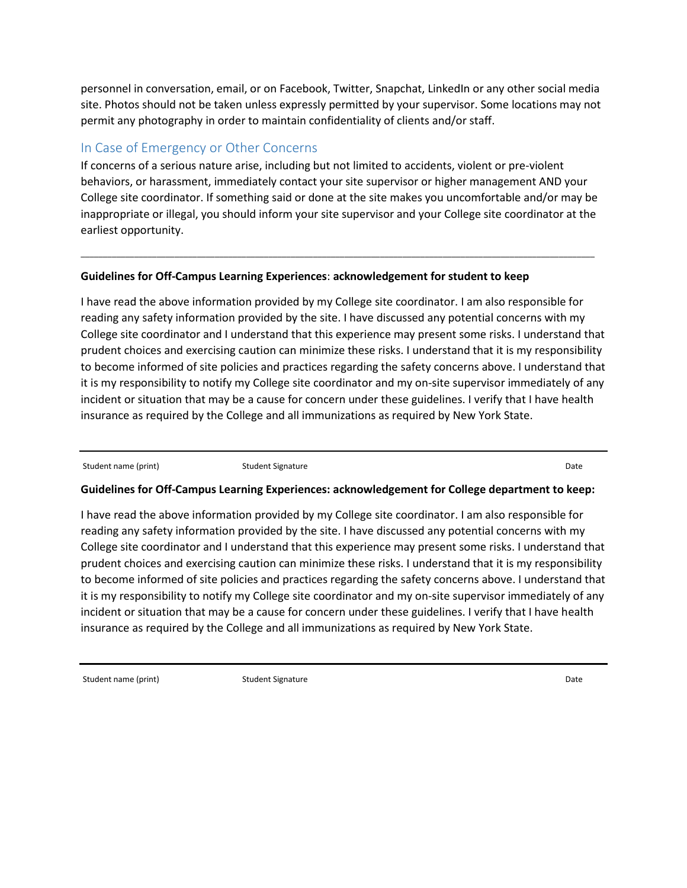personnel in conversation, email, or on Facebook, Twitter, Snapchat, LinkedIn or any other social media site. Photos should not be taken unless expressly permitted by your supervisor. Some locations may not permit any photography in order to maintain confidentiality of clients and/or staff.

## In Case of Emergency or Other Concerns

If concerns of a serious nature arise, including but not limited to accidents, violent or pre-violent behaviors, or harassment, immediately contact your site supervisor or higher management AND your College site coordinator. If something said or done at the site makes you uncomfortable and/or may be inappropriate or illegal, you should inform your site supervisor and your College site coordinator at the earliest opportunity.

---

**Guidelines for Off-Campus Learning Experiences**: **acknowledgement for student to keep**

I have read the above information provided by my College site coordinator. I am also responsible for reading any safety information provided by the site. I have discussed any potential concerns with my College site coordinator and I understand that this experience may present some risks. I understand that prudent choices and exercising caution can minimize these risks. I understand that it is my responsibility to become informed of site policies and practices regarding the safety concerns above. I understand that it is my responsibility to notify my College site coordinator and my on-site supervisor immediately of any incident or situation that may be a cause for concern under these guidelines. I verify that I have health insurance as required by the College and all immunizations as required by New York State.

Student name (print) Student Signature Date

**Guidelines for Off-Campus Learning Experiences: acknowledgement for College department to keep:**

I have read the above information provided by my College site coordinator. I am also responsible for reading any safety information provided by the site. I have discussed any potential concerns with my College site coordinator and I understand that this experience may present some risks. I understand that prudent choices and exercising caution can minimize these risks. I understand that it is my responsibility to become informed of site policies and practices regarding the safety concerns above. I understand that it is my responsibility to notify my College site coordinator and my on-site supervisor immediately of any incident or situation that may be a cause for concern under these guidelines. I verify that I have health insurance as required by the College and all immunizations as required by New York State.

Student name (print) Student Signature Date